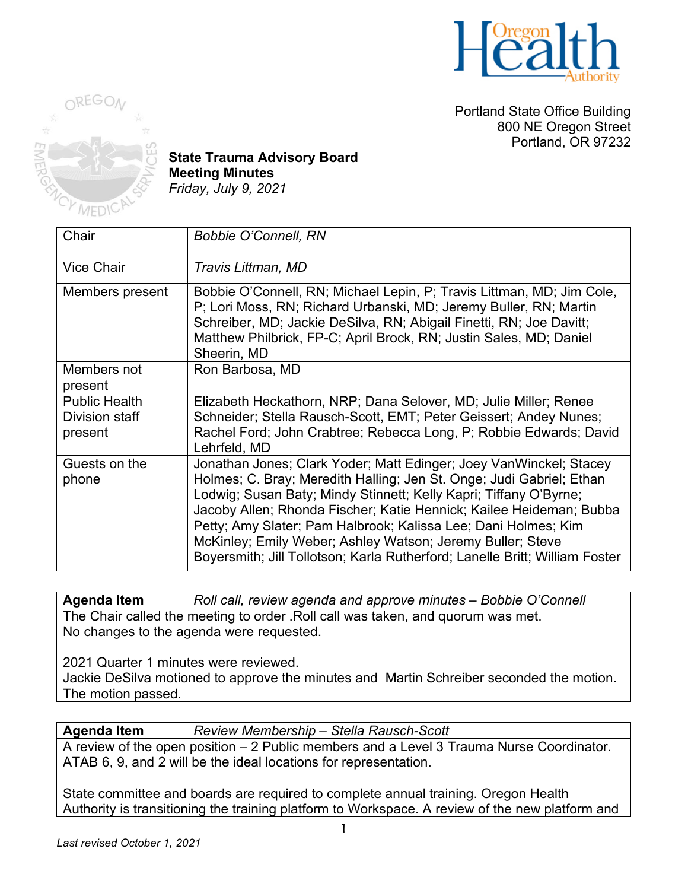Portland State Office Building
800 NE Oregon Street
Portland, OR 97232

**State Trauma Advisory Board**
**Meeting Minutes**
*Friday, July 9, 2021*

| | |
|---|---|
| Chair | *Bobbie O'Connell, RN* |
| Vice Chair | *Travis Littman, MD* |
| Members present | Bobbie O'Connell, RN; Michael Lepin, P; Travis Littman, MD; Jim Cole, P; Lori Moss, RN; Richard Urbanski, MD; Jeremy Buller, RN; Martin Schreiber, MD; Jackie DeSilva, RN; Abigail Finetti, RN; Joe Davitt; Matthew Philbrick, FP-C; April Brock, RN; Justin Sales, MD; Daniel Sheerin, MD |
| Members not present | Ron Barbosa, MD |
| Public Health Division staff present | Elizabeth Heckathorn, NRP; Dana Selover, MD; Julie Miller; Renee Schneider; Stella Rausch-Scott, EMT; Peter Geissert; Andey Nunes; Rachel Ford; John Crabtree; Rebecca Long, P; Robbie Edwards; David Lehrfeld, MD |
| Guests on the phone | Jonathan Jones; Clark Yoder; Matt Edinger; Joey VanWinckel; Stacey Holmes; C. Bray; Meredith Halling; Jen St. Onge; Judi Gabriel; Ethan Lodwig; Susan Baty; Mindy Stinnett; Kelly Kapri; Tiffany O'Byrne; Jacoby Allen; Rhonda Fischer; Katie Hennick; Kailee Heideman; Bubba Petty; Amy Slater; Pam Halbrook; Kalissa Lee; Dani Holmes; Kim McKinley; Emily Weber; Ashley Watson; Jeremy Buller; Steve Boyersmith; Jill Tollotson; Karla Rutherford; Lanelle Britt; William Foster |

| **Agenda Item** | *Roll call, review agenda and approve minutes – Bobbie O'Connell* |
|---|---|

The Chair called the meeting to order .Roll call was taken, and quorum was met.
No changes to the agenda were requested.

2021 Quarter 1 minutes were reviewed.
Jackie DeSilva motioned to approve the minutes and Martin Schreiber seconded the motion.
The motion passed.

| **Agenda Item** | *Review Membership – Stella Rausch-Scott* |
|---|---|

A review of the open position – 2 Public members and a Level 3 Trauma Nurse Coordinator.
ATAB 6, 9, and 2 will be the ideal locations for representation.

State committee and boards are required to complete annual training. Oregon Health Authority is transitioning the training platform to Workspace. A review of the new platform and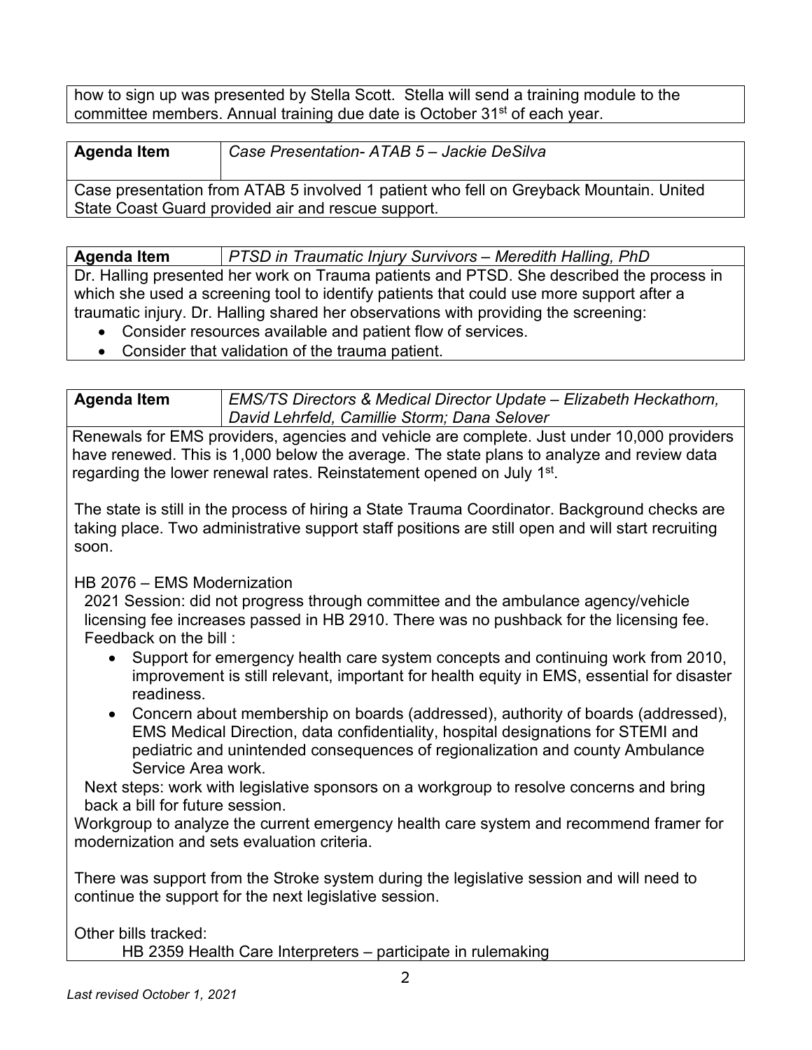how to sign up was presented by Stella Scott. Stella will send a training module to the committee members. Annual training due date is October 31st of each year.

| **Agenda Item** | *Case Presentation- ATAB 5 – Jackie DeSilva* |
|---|---|

Case presentation from ATAB 5 involved 1 patient who fell on Greyback Mountain. United State Coast Guard provided air and rescue support.

| **Agenda Item** | *PTSD in Traumatic Injury Survivors – Meredith Halling, PhD* |
|---|---|

Dr. Halling presented her work on Trauma patients and PTSD. She described the process in which she used a screening tool to identify patients that could use more support after a traumatic injury. Dr. Halling shared her observations with providing the screening:

- Consider resources available and patient flow of services.
- Consider that validation of the trauma patient.

| **Agenda Item** | *EMS/TS Directors & Medical Director Update – Elizabeth Heckathorn, David Lehrfeld, Camillie Storm; Dana Selover* |
|---|---|

Renewals for EMS providers, agencies and vehicle are complete. Just under 10,000 providers have renewed. This is 1,000 below the average. The state plans to analyze and review data regarding the lower renewal rates. Reinstatement opened on July 1st.

The state is still in the process of hiring a State Trauma Coordinator. Background checks are taking place. Two administrative support staff positions are still open and will start recruiting soon.

HB 2076 – EMS Modernization

2021 Session: did not progress through committee and the ambulance agency/vehicle licensing fee increases passed in HB 2910. There was no pushback for the licensing fee.

Feedback on the bill :

- Support for emergency health care system concepts and continuing work from 2010, improvement is still relevant, important for health equity in EMS, essential for disaster readiness.
- Concern about membership on boards (addressed), authority of boards (addressed), EMS Medical Direction, data confidentiality, hospital designations for STEMI and pediatric and unintended consequences of regionalization and county Ambulance Service Area work.

Next steps: work with legislative sponsors on a workgroup to resolve concerns and bring back a bill for future session.

Workgroup to analyze the current emergency health care system and recommend framer for modernization and sets evaluation criteria.

There was support from the Stroke system during the legislative session and will need to continue the support for the next legislative session.

Other bills tracked:

HB 2359 Health Care Interpreters – participate in rulemaking

*Last revised October 1, 2021*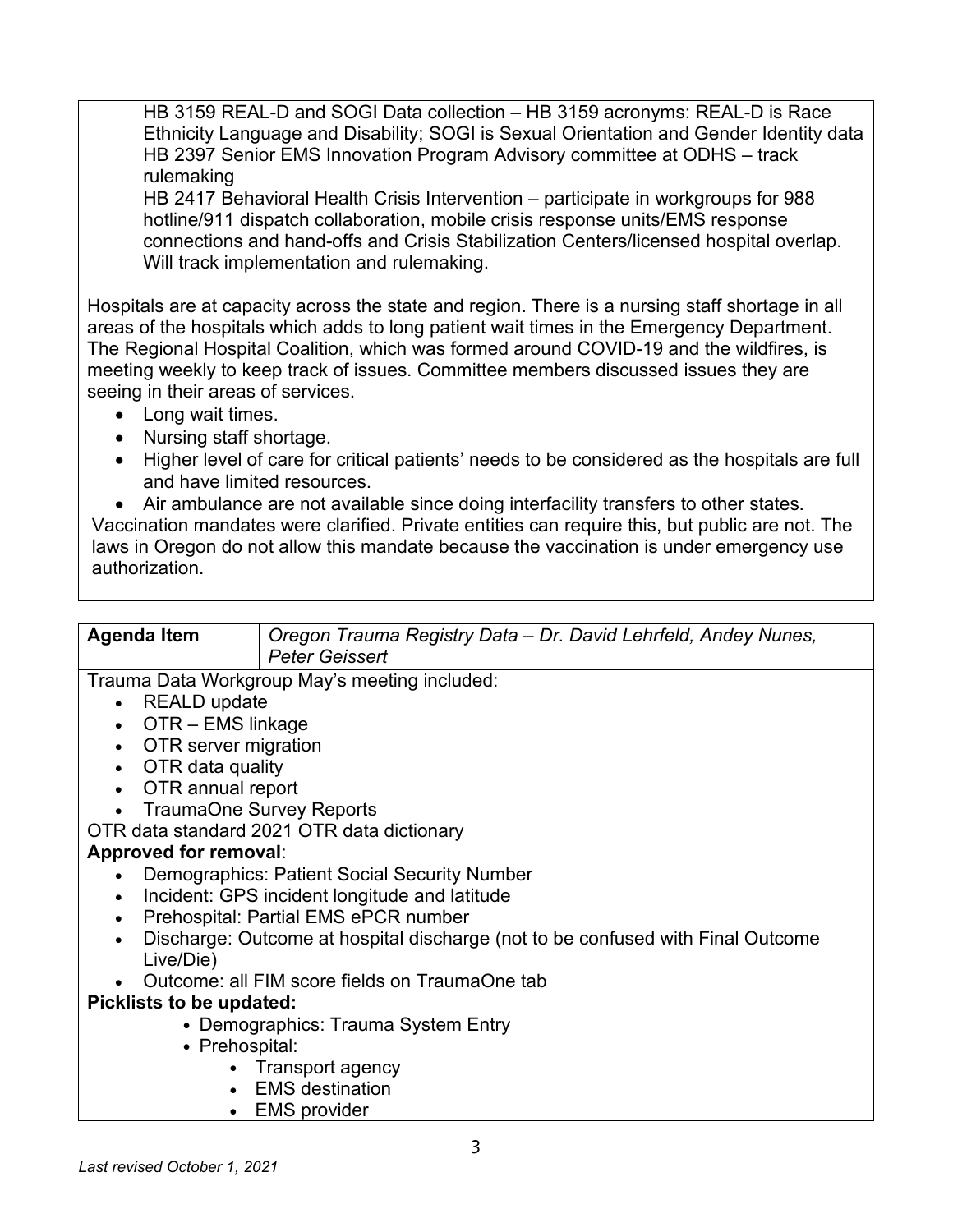HB 3159 REAL-D and SOGI Data collection – HB 3159 acronyms: REAL-D is Race Ethnicity Language and Disability; SOGI is Sexual Orientation and Gender Identity data
HB 2397 Senior EMS Innovation Program Advisory committee at ODHS – track rulemaking
HB 2417 Behavioral Health Crisis Intervention – participate in workgroups for 988 hotline/911 dispatch collaboration, mobile crisis response units/EMS response connections and hand-offs and Crisis Stabilization Centers/licensed hospital overlap. Will track implementation and rulemaking.

Hospitals are at capacity across the state and region. There is a nursing staff shortage in all areas of the hospitals which adds to long patient wait times in the Emergency Department. The Regional Hospital Coalition, which was formed around COVID-19 and the wildfires, is meeting weekly to keep track of issues. Committee members discussed issues they are seeing in their areas of services.

- Long wait times.
- Nursing staff shortage.
- Higher level of care for critical patients' needs to be considered as the hospitals are full and have limited resources.
- Air ambulance are not available since doing interfacility transfers to other states.

Vaccination mandates were clarified. Private entities can require this, but public are not. The laws in Oregon do not allow this mandate because the vaccination is under emergency use authorization.

| **Agenda Item** | *Oregon Trauma Registry Data – Dr. David Lehrfeld, Andey Nunes, Peter Geissert* |
|---|---|

Trauma Data Workgroup May's meeting included:

- REALD update
- OTR – EMS linkage
- OTR server migration
- OTR data quality
- OTR annual report
- TraumaOne Survey Reports

OTR data standard 2021 OTR data dictionary

**Approved for removal**:

- Demographics: Patient Social Security Number
- Incident: GPS incident longitude and latitude
- Prehospital: Partial EMS ePCR number
- Discharge: Outcome at hospital discharge (not to be confused with Final Outcome Live/Die)
- Outcome: all FIM score fields on TraumaOne tab

**Picklists to be updated:**

- Demographics: Trauma System Entry
- Prehospital:
  - Transport agency
  - EMS destination
  - EMS provider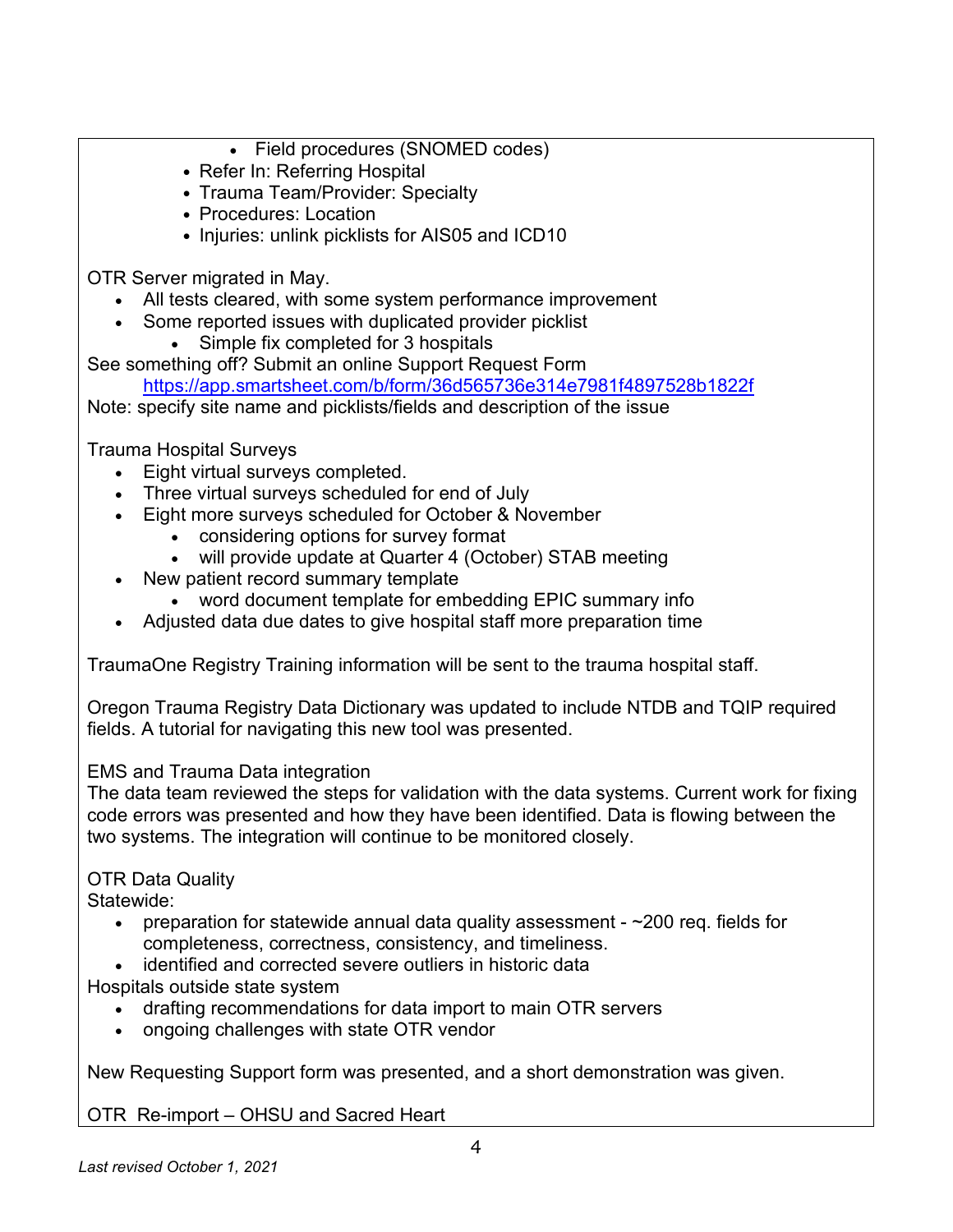- Field procedures (SNOMED codes)
    - Refer In: Referring Hospital
    - Trauma Team/Provider: Specialty
    - Procedures: Location
    - Injuries: unlink picklists for AIS05 and ICD10

OTR Server migrated in May.

- All tests cleared, with some system performance improvement
- Some reported issues with duplicated provider picklist
    - Simple fix completed for 3 hospitals

See something off? Submit an online Support Request Form
https://app.smartsheet.com/b/form/36d565736e314e7981f4897528b1822f
Note: specify site name and picklists/fields and description of the issue

Trauma Hospital Surveys

- Eight virtual surveys completed.
- Three virtual surveys scheduled for end of July
- Eight more surveys scheduled for October & November
    - considering options for survey format
    - will provide update at Quarter 4 (October) STAB meeting
- New patient record summary template
    - word document template for embedding EPIC summary info
- Adjusted data due dates to give hospital staff more preparation time

TraumaOne Registry Training information will be sent to the trauma hospital staff.

Oregon Trauma Registry Data Dictionary was updated to include NTDB and TQIP required fields. A tutorial for navigating this new tool was presented.

EMS and Trauma Data integration
The data team reviewed the steps for validation with the data systems. Current work for fixing code errors was presented and how they have been identified. Data is flowing between the two systems. The integration will continue to be monitored closely.

OTR Data Quality
Statewide:

- preparation for statewide annual data quality assessment - ~200 req. fields for completeness, correctness, consistency, and timeliness.
- identified and corrected severe outliers in historic data

Hospitals outside state system

- drafting recommendations for data import to main OTR servers
- ongoing challenges with state OTR vendor

New Requesting Support form was presented, and a short demonstration was given.

OTR Re-import – OHSU and Sacred Heart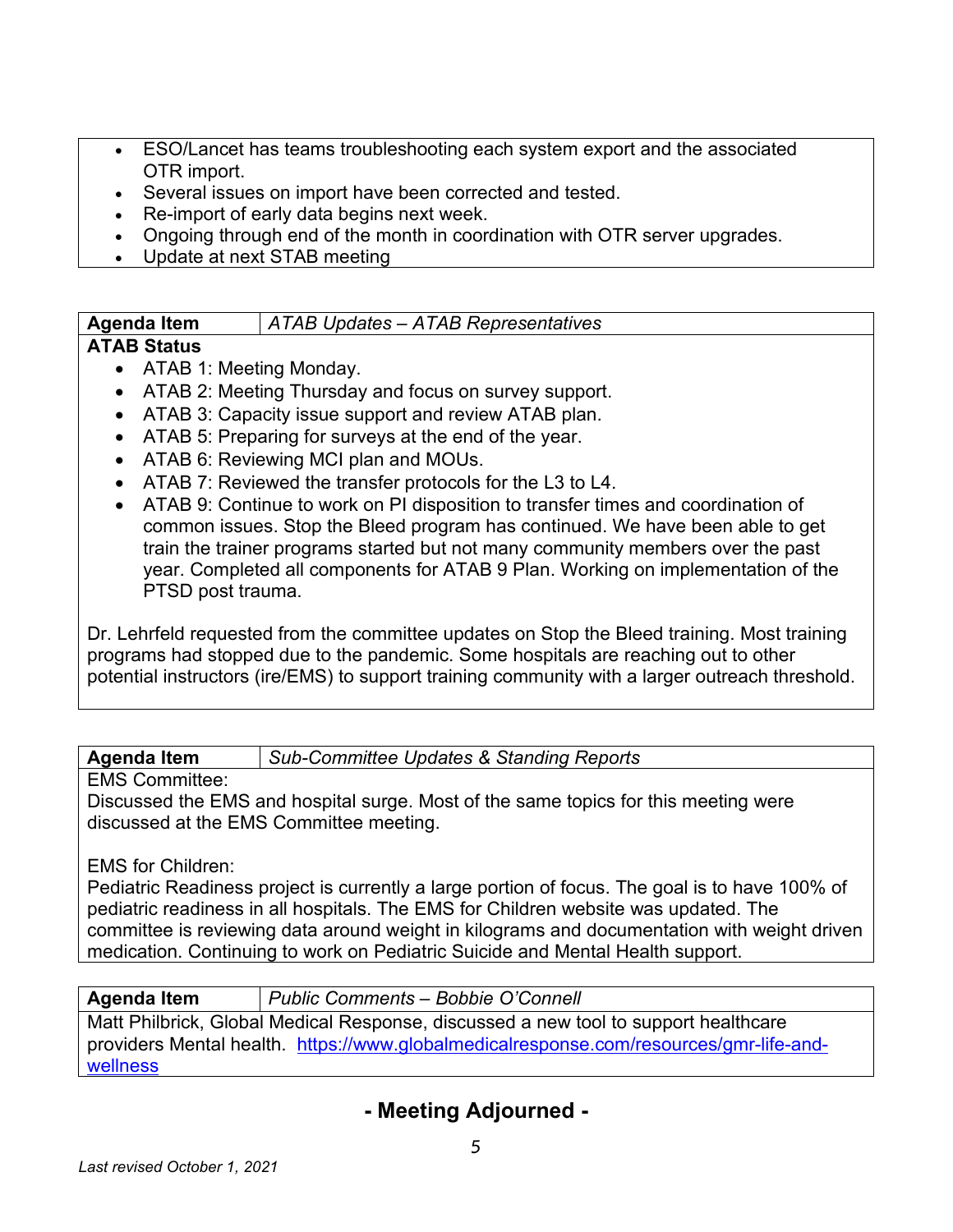- ESO/Lancet has teams troubleshooting each system export and the associated OTR import.
- Several issues on import have been corrected and tested.
- Re-import of early data begins next week.
- Ongoing through end of the month in coordination with OTR server upgrades.
- Update at next STAB meeting

| **Agenda Item** | *ATAB Updates – ATAB Representatives* |
|---|---|

**ATAB Status**

- ATAB 1: Meeting Monday.
- ATAB 2: Meeting Thursday and focus on survey support.
- ATAB 3: Capacity issue support and review ATAB plan.
- ATAB 5: Preparing for surveys at the end of the year.
- ATAB 6: Reviewing MCI plan and MOUs.
- ATAB 7: Reviewed the transfer protocols for the L3 to L4.
- ATAB 9: Continue to work on PI disposition to transfer times and coordination of common issues. Stop the Bleed program has continued. We have been able to get train the trainer programs started but not many community members over the past year. Completed all components for ATAB 9 Plan. Working on implementation of the PTSD post trauma.

Dr. Lehrfeld requested from the committee updates on Stop the Bleed training. Most training programs had stopped due to the pandemic. Some hospitals are reaching out to other potential instructors (ire/EMS) to support training community with a larger outreach threshold.

| **Agenda Item** | *Sub-Committee Updates & Standing Reports* |
|---|---|

EMS Committee:
Discussed the EMS and hospital surge. Most of the same topics for this meeting were discussed at the EMS Committee meeting.

EMS for Children:
Pediatric Readiness project is currently a large portion of focus. The goal is to have 100% of pediatric readiness in all hospitals. The EMS for Children website was updated. The committee is reviewing data around weight in kilograms and documentation with weight driven medication. Continuing to work on Pediatric Suicide and Mental Health support.

| **Agenda Item** | *Public Comments – Bobbie O'Connell* |
|---|---|

Matt Philbrick, Global Medical Response, discussed a new tool to support healthcare providers Mental health. [https://www.globalmedicalresponse.com/resources/gmr-life-and-wellness](https://www.globalmedicalresponse.com/resources/gmr-life-and-wellness)

## - Meeting Adjourned -

*Last revised October 1, 2021*